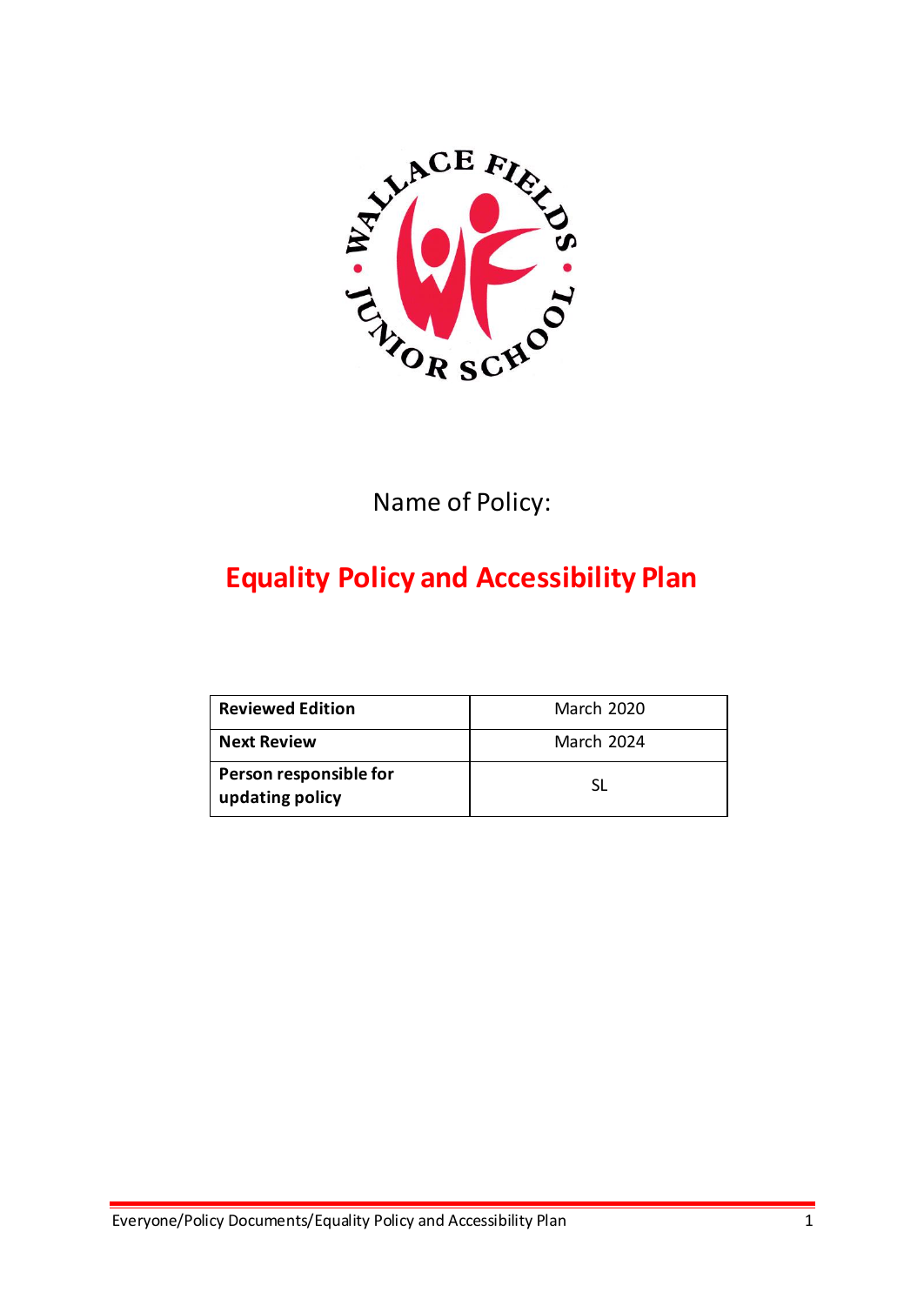Name of Policy:

# Equality Policy and Accessibility Plan

| Reviewed Edition | March 2020 |
|---|---|
| **Next Review** | March 2024 |
| **Person responsible for updating policy** | SL |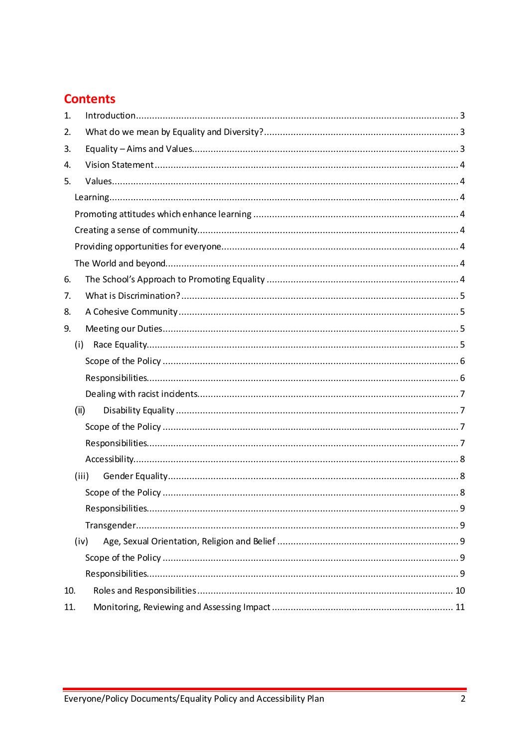# Contents

1. Introduction ........ 3
2. What do we mean by Equality and Diversity? ........ 3
3. Equality – Aims and Values ........ 3
4. Vision Statement ........ 4
5. Values ........ 4
   - Learning ........ 4
   - Promoting attitudes which enhance learning ........ 4
   - Creating a sense of community ........ 4
   - Providing opportunities for everyone ........ 4
   - The World and beyond ........ 4
6. The School's Approach to Promoting Equality ........ 4
7. What is Discrimination? ........ 5
8. A Cohesive Community ........ 5
9. Meeting our Duties ........ 5
   - (i) Race Equality ........ 5
     - Scope of the Policy ........ 6
     - Responsibilities ........ 6
     - Dealing with racist incidents ........ 7
   - (ii) Disability Equality ........ 7
     - Scope of the Policy ........ 7
     - Responsibilities ........ 7
     - Accessibility ........ 8
   - (iii) Gender Equality ........ 8
     - Scope of the Policy ........ 8
     - Responsibilities ........ 9
     - Transgender ........ 9
   - (iv) Age, Sexual Orientation, Religion and Belief ........ 9
     - Scope of the Policy ........ 9
     - Responsibilities ........ 9
10. Roles and Responsibilities ........ 10
11. Monitoring, Reviewing and Assessing Impact ........ 11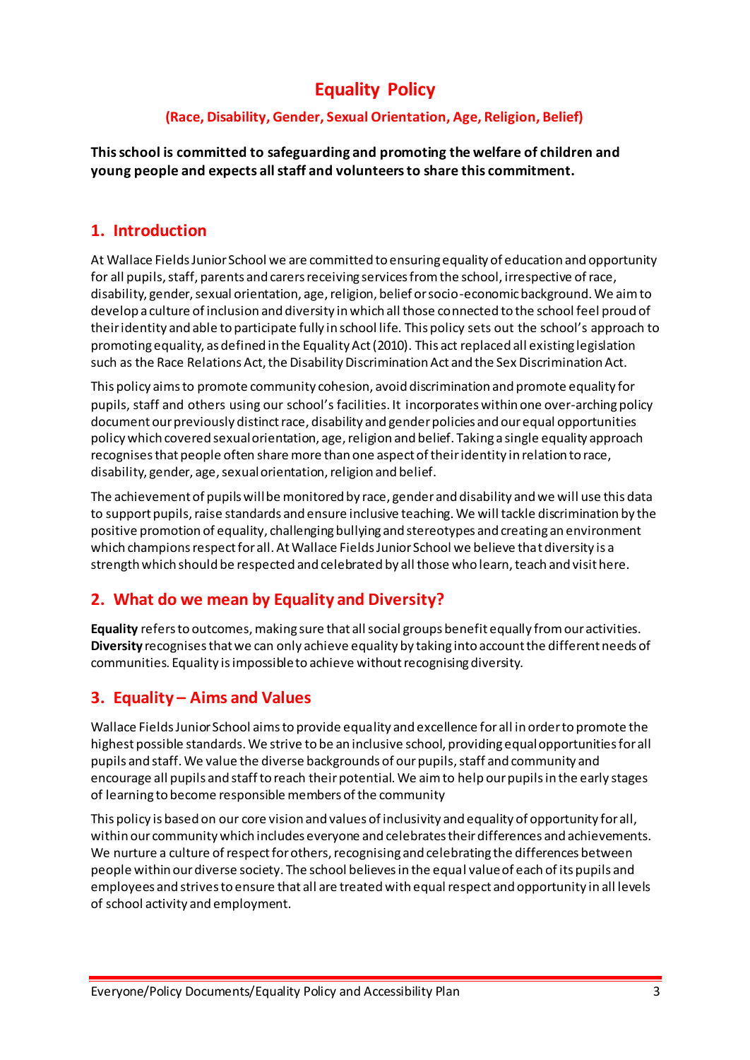# Equality Policy

### (Race, Disability, Gender, Sexual Orientation, Age, Religion, Belief)

**This school is committed to safeguarding and promoting the welfare of children and young people and expects all staff and volunteers to share this commitment.**

## 1. Introduction

At Wallace Fields Junior School we are committed to ensuring equality of education and opportunity for all pupils, staff, parents and carers receiving services from the school, irrespective of race, disability, gender, sexual orientation, age, religion, belief or socio-economic background. We aim to develop a culture of inclusion and diversity in which all those connected to the school feel proud of their identity and able to participate fully in school life. This policy sets out the school's approach to promoting equality, as defined in the Equality Act (2010). This act replaced all existing legislation such as the Race Relations Act, the Disability Discrimination Act and the Sex Discrimination Act.

This policy aims to promote community cohesion, avoid discrimination and promote equality for pupils, staff and others using our school's facilities. It incorporates within one over-arching policy document our previously distinct race, disability and gender policies and our equal opportunities policy which covered sexual orientation, age, religion and belief. Taking a single equality approach recognises that people often share more than one aspect of their identity in relation to race, disability, gender, age, sexual orientation, religion and belief.

The achievement of pupils will be monitored by race, gender and disability and we will use this data to support pupils, raise standards and ensure inclusive teaching. We will tackle discrimination by the positive promotion of equality, challenging bullying and stereotypes and creating an environment which champions respect for all. At Wallace Fields Junior School we believe that diversity is a strength which should be respected and celebrated by all those who learn, teach and visit here.

## 2. What do we mean by Equality and Diversity?

**Equality** refers to outcomes, making sure that all social groups benefit equally from our activities. **Diversity** recognises that we can only achieve equality by taking into account the different needs of communities. Equality is impossible to achieve without recognising diversity.

## 3. Equality – Aims and Values

Wallace Fields Junior School aims to provide equality and excellence for all in order to promote the highest possible standards. We strive to be an inclusive school, providing equal opportunities for all pupils and staff. We value the diverse backgrounds of our pupils, staff and community and encourage all pupils and staff to reach their potential. We aim to help our pupils in the early stages of learning to become responsible members of the community

This policy is based on our core vision and values of inclusivity and equality of opportunity for all, within our community which includes everyone and celebrates their differences and achievements. We nurture a culture of respect for others, recognising and celebrating the differences between people within our diverse society. The school believes in the equal value of each of its pupils and employees and strives to ensure that all are treated with equal respect and opportunity in all levels of school activity and employment.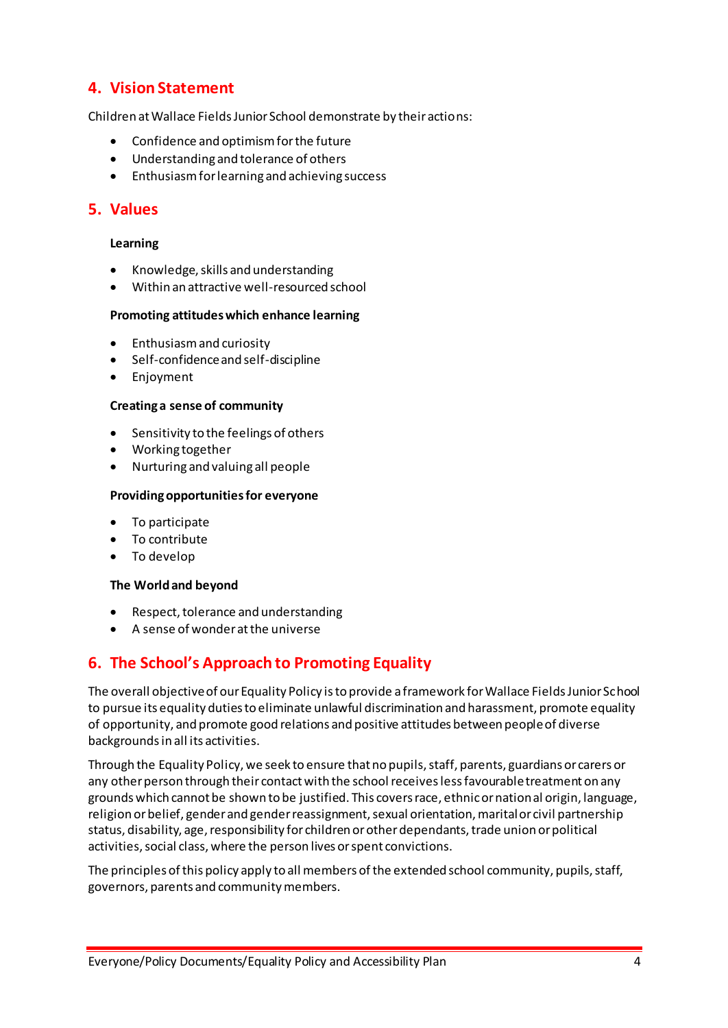## 4. Vision Statement

Children at Wallace Fields Junior School demonstrate by their actions:

- Confidence and optimism for the future
- Understanding and tolerance of others
- Enthusiasm for learning and achieving success

## 5. Values

**Learning**

- Knowledge, skills and understanding
- Within an attractive well-resourced school

**Promoting attitudes which enhance learning**

- Enthusiasm and curiosity
- Self-confidence and self-discipline
- Enjoyment

**Creating a sense of community**

- Sensitivity to the feelings of others
- Working together
- Nurturing and valuing all people

**Providing opportunities for everyone**

- To participate
- To contribute
- To develop

**The World and beyond**

- Respect, tolerance and understanding
- A sense of wonder at the universe

## 6. The School's Approach to Promoting Equality

The overall objective of our Equality Policy is to provide a framework for Wallace Fields Junior School to pursue its equality duties to eliminate unlawful discrimination and harassment, promote equality of opportunity, and promote good relations and positive attitudes between people of diverse backgrounds in all its activities.

Through the Equality Policy, we seek to ensure that no pupils, staff, parents, guardians or carers or any other person through their contact with the school receives less favourable treatment on any grounds which cannot be shown to be justified. This covers race, ethnic or national origin, language, religion or belief, gender and gender reassignment, sexual orientation, marital or civil partnership status, disability, age, responsibility for children or other dependants, trade union or political activities, social class, where the person lives or spent convictions.

The principles of this policy apply to all members of the extended school community, pupils, staff, governors, parents and community members.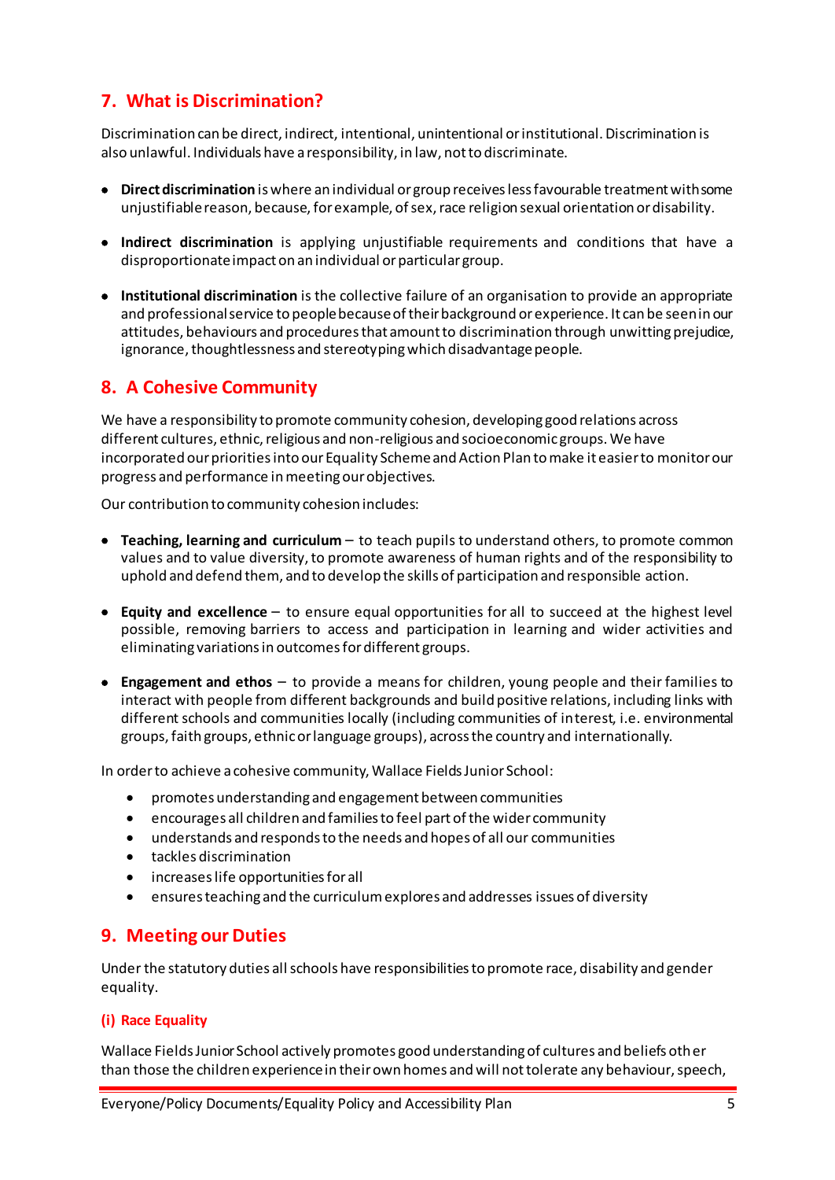## 7. What is Discrimination?

Discrimination can be direct, indirect, intentional, unintentional or institutional. Discrimination is also unlawful. Individuals have a responsibility, in law, not to discriminate.

- **Direct discrimination** is where an individual or group receives less favourable treatment with some unjustifiable reason, because, for example, of sex, race religion sexual orientation or disability.
- **Indirect discrimination** is applying unjustifiable requirements and conditions that have a disproportionate impact on an individual or particular group.
- **Institutional discrimination** is the collective failure of an organisation to provide an appropriate and professional service to people because of their background or experience. It can be seen in our attitudes, behaviours and procedures that amount to discrimination through unwitting prejudice, ignorance, thoughtlessness and stereotyping which disadvantage people.

## 8. A Cohesive Community

We have a responsibility to promote community cohesion, developing good relations across different cultures, ethnic, religious and non-religious and socioeconomic groups. We have incorporated our priorities into our Equality Scheme and Action Plan to make it easier to monitor our progress and performance in meeting our objectives.

Our contribution to community cohesion includes:

- **Teaching, learning and curriculum** – to teach pupils to understand others, to promote common values and to value diversity, to promote awareness of human rights and of the responsibility to uphold and defend them, and to develop the skills of participation and responsible action.
- **Equity and excellence** – to ensure equal opportunities for all to succeed at the highest level possible, removing barriers to access and participation in learning and wider activities and eliminating variations in outcomes for different groups.
- **Engagement and ethos** – to provide a means for children, young people and their families to interact with people from different backgrounds and build positive relations, including links with different schools and communities locally (including communities of interest, i.e. environmental groups, faith groups, ethnic or language groups), across the country and internationally.

In order to achieve a cohesive community, Wallace Fields Junior School:

- promotes understanding and engagement between communities
- encourages all children and families to feel part of the wider community
- understands and responds to the needs and hopes of all our communities
- tackles discrimination
- increases life opportunities for all
- ensures teaching and the curriculum explores and addresses issues of diversity

## 9. Meeting our Duties

Under the statutory duties all schools have responsibilities to promote race, disability and gender equality.

### (i) Race Equality

Wallace Fields Junior School actively promotes good understanding of cultures and beliefs other than those the children experience in their own homes and will not tolerate any behaviour, speech,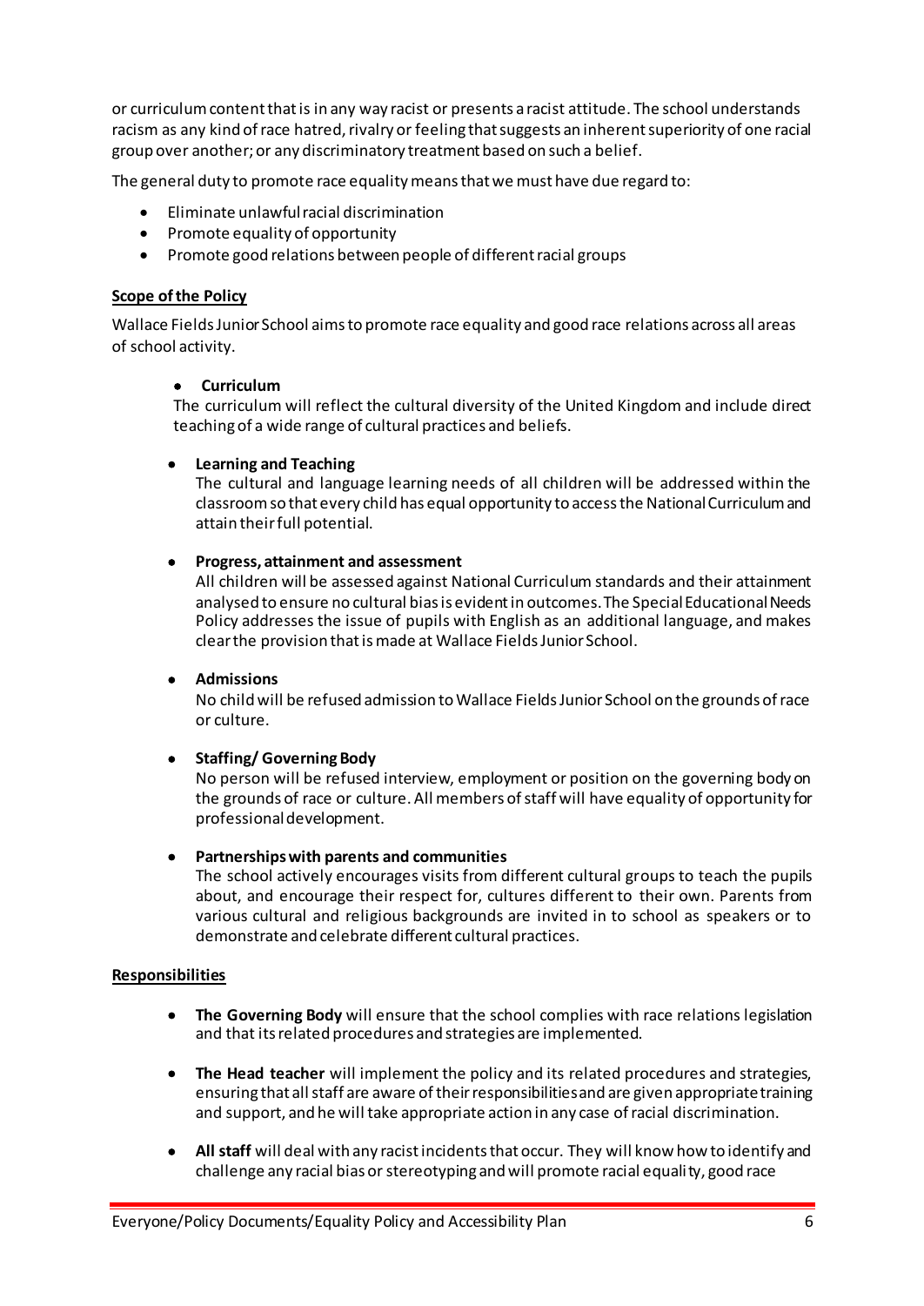or curriculum content that is in any way racist or presents a racist attitude. The school understands racism as any kind of race hatred, rivalry or feeling that suggests an inherent superiority of one racial group over another; or any discriminatory treatment based on such a belief.

The general duty to promote race equality means that we must have due regard to:

- Eliminate unlawful racial discrimination
- Promote equality of opportunity
- Promote good relations between people of different racial groups

**Scope of the Policy**

Wallace Fields Junior School aims to promote race equality and good race relations across all areas of school activity.

- **Curriculum**
  The curriculum will reflect the cultural diversity of the United Kingdom and include direct teaching of a wide range of cultural practices and beliefs.

- **Learning and Teaching**
  The cultural and language learning needs of all children will be addressed within the classroom so that every child has equal opportunity to access the National Curriculum and attain their full potential.

- **Progress, attainment and assessment**
  All children will be assessed against National Curriculum standards and their attainment analysed to ensure no cultural bias is evident in outcomes. The Special Educational Needs Policy addresses the issue of pupils with English as an additional language, and makes clear the provision that is made at Wallace Fields Junior School.

- **Admissions**
  No child will be refused admission to Wallace Fields Junior School on the grounds of race or culture.

- **Staffing/ Governing Body**
  No person will be refused interview, employment or position on the governing body on the grounds of race or culture. All members of staff will have equality of opportunity for professional development.

- **Partnerships with parents and communities**
  The school actively encourages visits from different cultural groups to teach the pupils about, and encourage their respect for, cultures different to their own. Parents from various cultural and religious backgrounds are invited in to school as speakers or to demonstrate and celebrate different cultural practices.

**Responsibilities**

- **The Governing Body** will ensure that the school complies with race relations legislation and that its related procedures and strategies are implemented.

- **The Head teacher** will implement the policy and its related procedures and strategies, ensuring that all staff are aware of their responsibilities and are given appropriate training and support, and he will take appropriate action in any case of racial discrimination.

- **All staff** will deal with any racist incidents that occur. They will know how to identify and challenge any racial bias or stereotyping and will promote racial equality, good race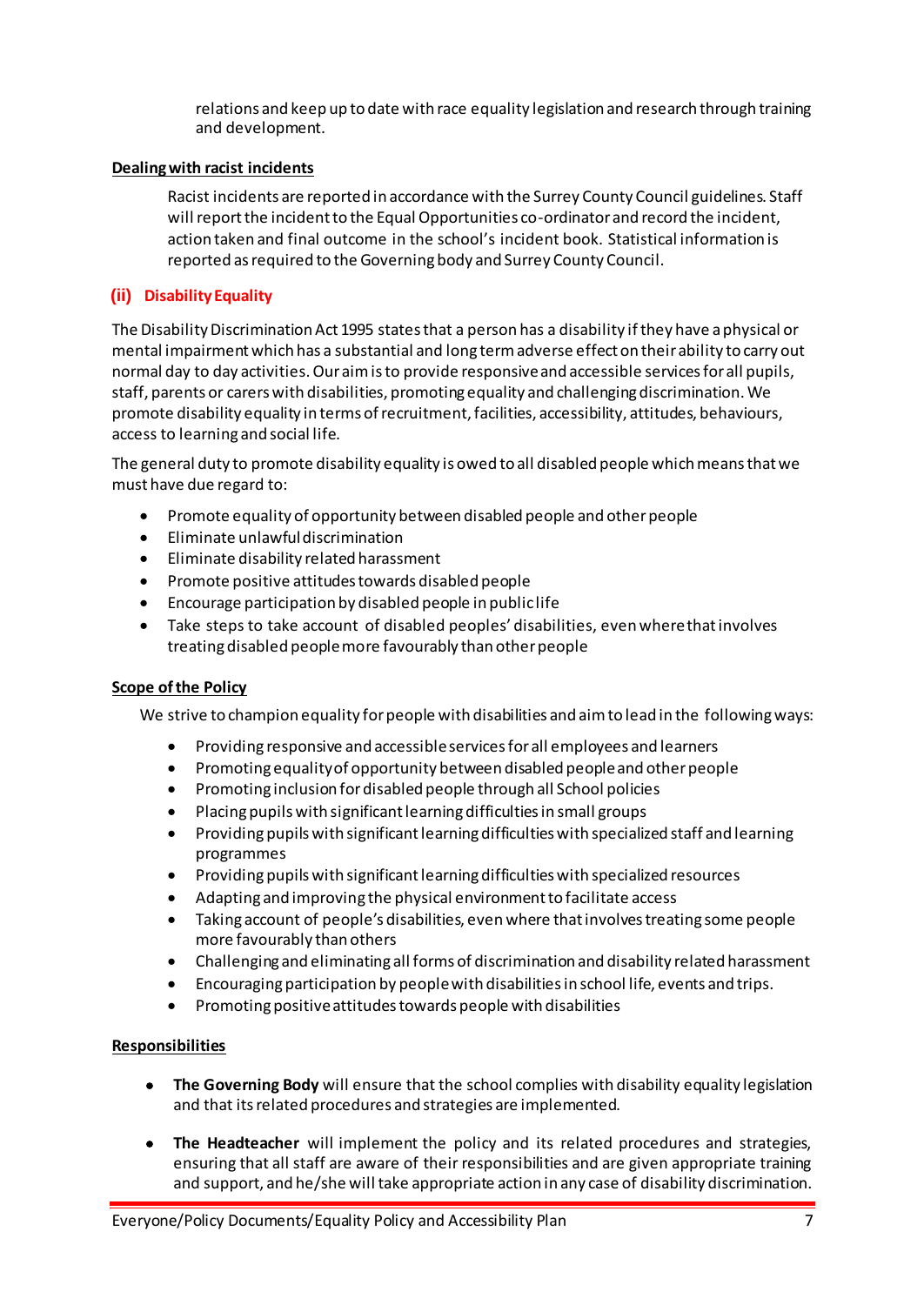relations and keep up to date with race equality legislation and research through training and development.

**Dealing with racist incidents**

Racist incidents are reported in accordance with the Surrey County Council guidelines. Staff will report the incident to the Equal Opportunities co-ordinator and record the incident, action taken and final outcome in the school's incident book. Statistical information is reported as required to the Governing body and Surrey County Council.

### (ii) Disability Equality

The Disability Discrimination Act 1995 states that a person has a disability if they have a physical or mental impairment which has a substantial and long term adverse effect on their ability to carry out normal day to day activities. Our aim is to provide responsive and accessible services for all pupils, staff, parents or carers with disabilities, promoting equality and challenging discrimination. We promote disability equality in terms of recruitment, facilities, accessibility, attitudes, behaviours, access to learning and social life.

The general duty to promote disability equality is owed to all disabled people which means that we must have due regard to:

- Promote equality of opportunity between disabled people and other people
- Eliminate unlawful discrimination
- Eliminate disability related harassment
- Promote positive attitudes towards disabled people
- Encourage participation by disabled people in public life
- Take steps to take account of disabled peoples' disabilities, even where that involves treating disabled people more favourably than other people

**Scope of the Policy**

We strive to champion equality for people with disabilities and aim to lead in the following ways:

- Providing responsive and accessible services for all employees and learners
- Promoting equality of opportunity between disabled people and other people
- Promoting inclusion for disabled people through all School policies
- Placing pupils with significant learning difficulties in small groups
- Providing pupils with significant learning difficulties with specialized staff and learning programmes
- Providing pupils with significant learning difficulties with specialized resources
- Adapting and improving the physical environment to facilitate access
- Taking account of people's disabilities, even where that involves treating some people more favourably than others
- Challenging and eliminating all forms of discrimination and disability related harassment
- Encouraging participation by people with disabilities in school life, events and trips.
- Promoting positive attitudes towards people with disabilities

**Responsibilities**

- **The Governing Body** will ensure that the school complies with disability equality legislation and that its related procedures and strategies are implemented.
- **The Headteacher** will implement the policy and its related procedures and strategies, ensuring that all staff are aware of their responsibilities and are given appropriate training and support, and he/she will take appropriate action in any case of disability discrimination.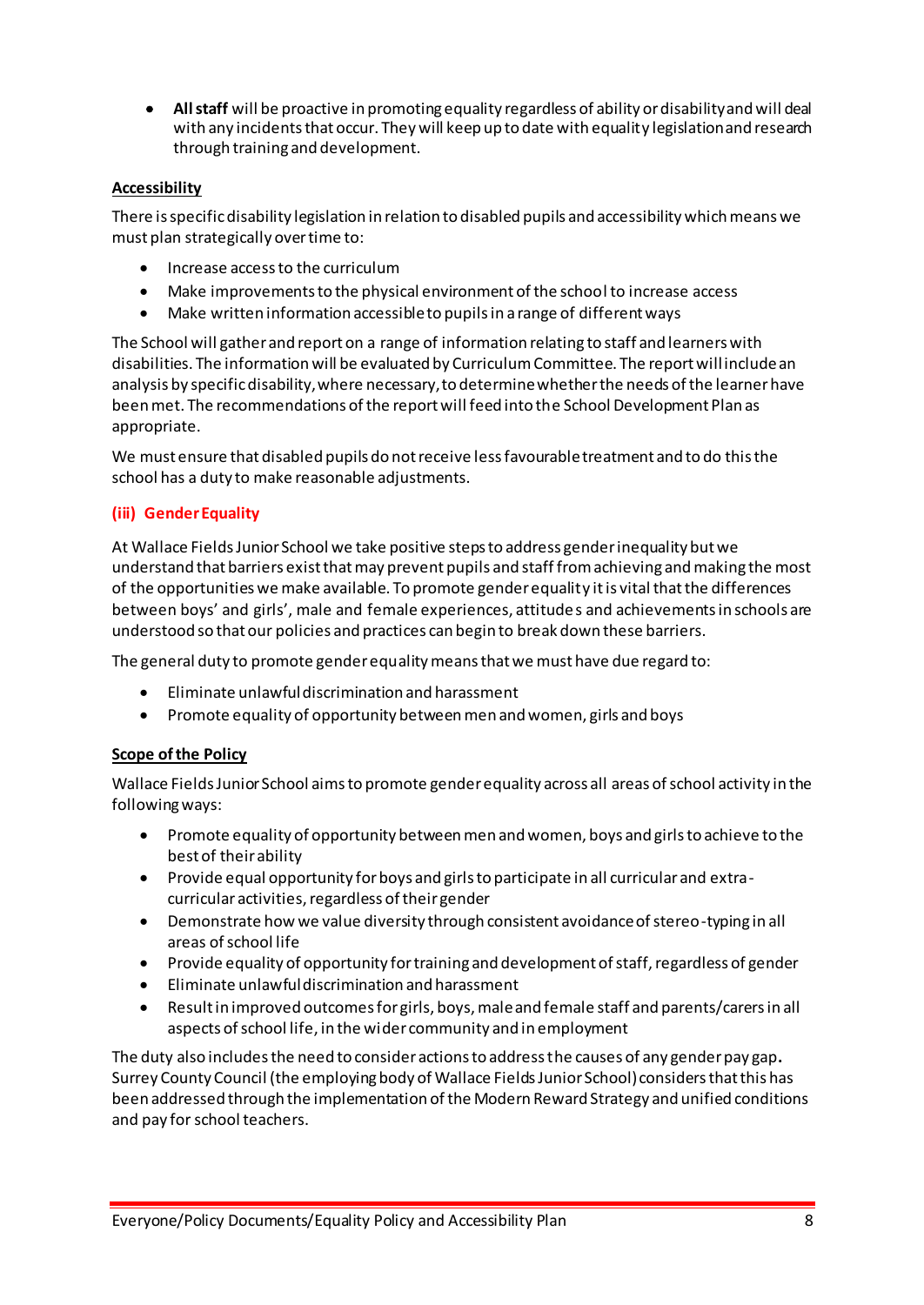- **All staff** will be proactive in promoting equality regardless of ability or disability and will deal with any incidents that occur. They will keep up to date with equality legislation and research through training and development.

**Accessibility**

There is specific disability legislation in relation to disabled pupils and accessibility which means we must plan strategically over time to:

- Increase access to the curriculum
- Make improvements to the physical environment of the school to increase access
- Make written information accessible to pupils in a range of different ways

The School will gather and report on a range of information relating to staff and learners with disabilities. The information will be evaluated by Curriculum Committee. The report will include an analysis by specific disability, where necessary, to determine whether the needs of the learner have been met. The recommendations of the report will feed into the School Development Plan as appropriate.

We must ensure that disabled pupils do not receive less favourable treatment and to do this the school has a duty to make reasonable adjustments.

### (iii) Gender Equality

At Wallace Fields Junior School we take positive steps to address gender inequality but we understand that barriers exist that may prevent pupils and staff from achieving and making the most of the opportunities we make available. To promote gender equality it is vital that the differences between boys' and girls', male and female experiences, attitudes and achievements in schools are understood so that our policies and practices can begin to break down these barriers.

The general duty to promote gender equality means that we must have due regard to:

- Eliminate unlawful discrimination and harassment
- Promote equality of opportunity between men and women, girls and boys

**Scope of the Policy**

Wallace Fields Junior School aims to promote gender equality across all areas of school activity in the following ways:

- Promote equality of opportunity between men and women, boys and girls to achieve to the best of their ability
- Provide equal opportunity for boys and girls to participate in all curricular and extra-curricular activities, regardless of their gender
- Demonstrate how we value diversity through consistent avoidance of stereo-typing in all areas of school life
- Provide equality of opportunity for training and development of staff, regardless of gender
- Eliminate unlawful discrimination and harassment
- Result in improved outcomes for girls, boys, male and female staff and parents/carers in all aspects of school life, in the wider community and in employment

The duty also includes the need to consider actions to address the causes of any gender pay gap**.** Surrey County Council (the employing body of Wallace Fields Junior School) considers that this has been addressed through the implementation of the Modern Reward Strategy and unified conditions and pay for school teachers.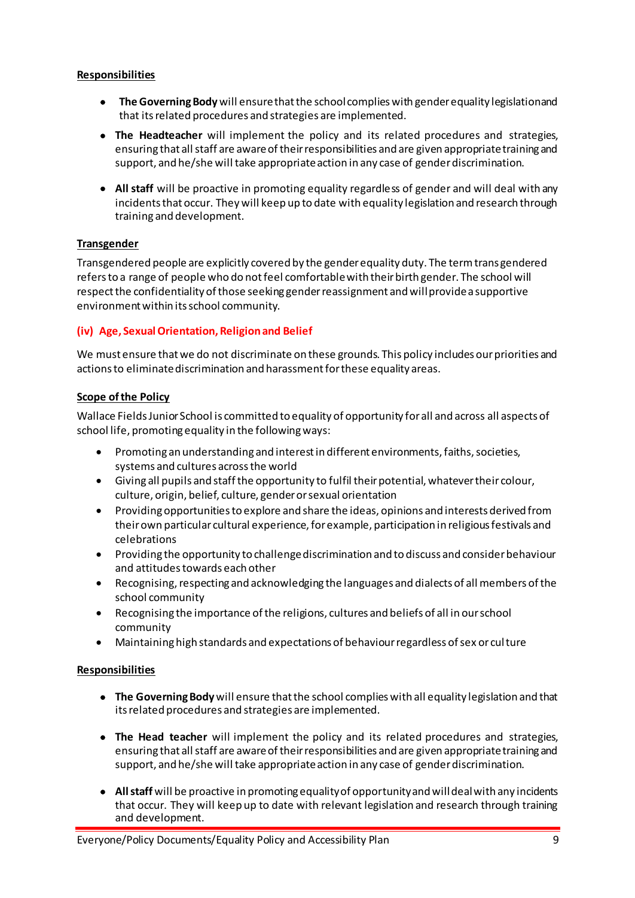**Responsibilities**

- **The Governing Body** will ensure that the school complies with gender equality legislationand that its related procedures and strategies are implemented.
- **The Headteacher** will implement the policy and its related procedures and strategies, ensuring that all staff are aware of their responsibilities and are given appropriate training and support, and he/she will take appropriate action in any case of gender discrimination.
- **All staff** will be proactive in promoting equality regardless of gender and will deal with any incidents that occur. They will keep up to date with equality legislation and research through training and development.

**Transgender**

Transgendered people are explicitly covered by the gender equality duty. The term transgendered refers to a range of people who do not feel comfortable with their birth gender. The school will respect the confidentiality of those seeking gender reassignment and will provide a supportive environment within its school community.

### (iv) Age, Sexual Orientation, Religion and Belief

We must ensure that we do not discriminate on these grounds. This policy includes our priorities and actions to eliminate discrimination and harassment for these equality areas.

**Scope of the Policy**

Wallace Fields Junior School is committed to equality of opportunity for all and across all aspects of school life, promoting equality in the following ways:

- Promoting an understanding and interest in different environments, faiths, societies, systems and cultures across the world
- Giving all pupils and staff the opportunity to fulfil their potential, whatever their colour, culture, origin, belief, culture, gender or sexual orientation
- Providing opportunities to explore and share the ideas, opinions and interests derived from their own particular cultural experience, for example, participation in religious festivals and celebrations
- Providing the opportunity to challenge discrimination and to discuss and consider behaviour and attitudes towards each other
- Recognising, respecting and acknowledging the languages and dialects of all members of the school community
- Recognising the importance of the religions, cultures and beliefs of all in our school community
- Maintaining high standards and expectations of behaviour regardless of sex or culture

**Responsibilities**

- **The Governing Body** will ensure that the school complies with all equality legislation and that its related procedures and strategies are implemented.
- **The Head teacher** will implement the policy and its related procedures and strategies, ensuring that all staff are aware of their responsibilities and are given appropriate training and support, and he/she will take appropriate action in any case of gender discrimination.
- **All staff** will be proactive in promoting equality of opportunity and will deal with any incidents that occur. They will keep up to date with relevant legislation and research through training and development.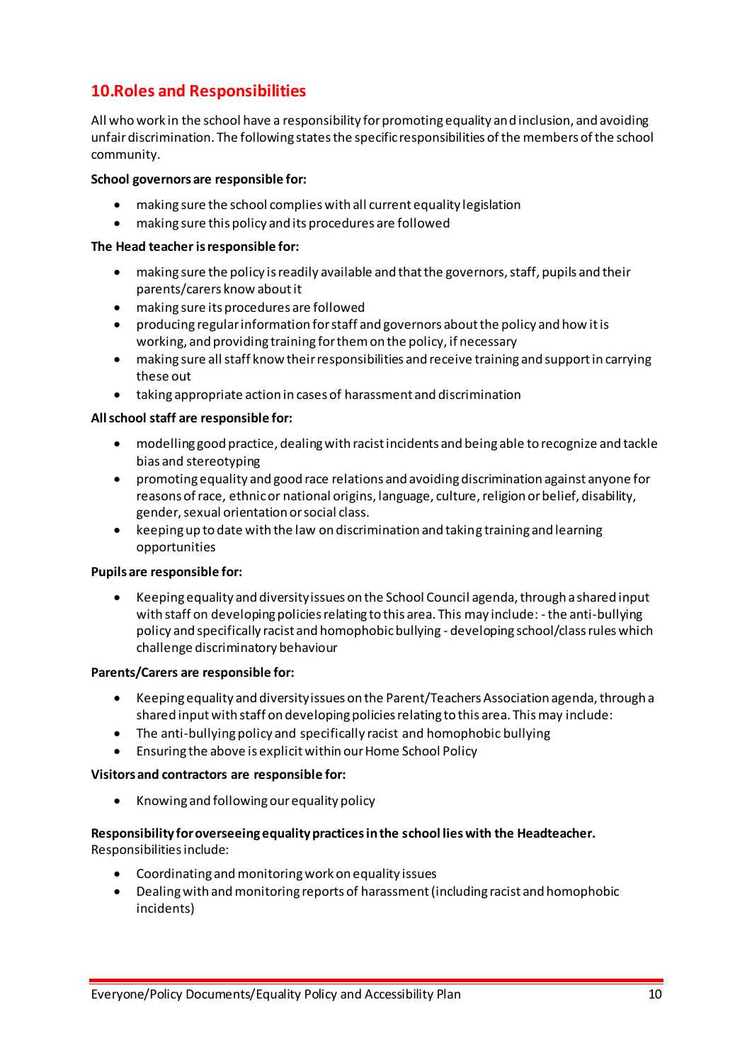## 10.Roles and Responsibilities

All who work in the school have a responsibility for promoting equality and inclusion, and avoiding unfair discrimination. The following states the specific responsibilities of the members of the school community.

**School governors are responsible for:**

- making sure the school complies with all current equality legislation
- making sure this policy and its procedures are followed

**The Head teacher is responsible for:**

- making sure the policy is readily available and that the governors, staff, pupils and their parents/carers know about it
- making sure its procedures are followed
- producing regular information for staff and governors about the policy and how it is working, and providing training for them on the policy, if necessary
- making sure all staff know their responsibilities and receive training and support in carrying these out
- taking appropriate action in cases of harassment and discrimination

**All school staff are responsible for:**

- modelling good practice, dealing with racist incidents and being able to recognize and tackle bias and stereotyping
- promoting equality and good race relations and avoiding discrimination against anyone for reasons of race, ethnic or national origins, language, culture, religion or belief, disability, gender, sexual orientation or social class.
- keeping up to date with the law on discrimination and taking training and learning opportunities

**Pupils are responsible for:**

- Keeping equality and diversity issues on the School Council agenda, through a shared input with staff on developing policies relating to this area. This may include: - the anti-bullying policy and specifically racist and homophobic bullying - developing school/class rules which challenge discriminatory behaviour

**Parents/Carers are responsible for:**

- Keeping equality and diversity issues on the Parent/Teachers Association agenda, through a shared input with staff on developing policies relating to this area. This may include:
- The anti-bullying policy and specifically racist and homophobic bullying
- Ensuring the above is explicit within our Home School Policy

**Visitors and contractors are responsible for:**

- Knowing and following our equality policy

**Responsibility for overseeing equality practices in the school lies with the Headteacher.**
Responsibilities include:

- Coordinating and monitoring work on equality issues
- Dealing with and monitoring reports of harassment (including racist and homophobic incidents)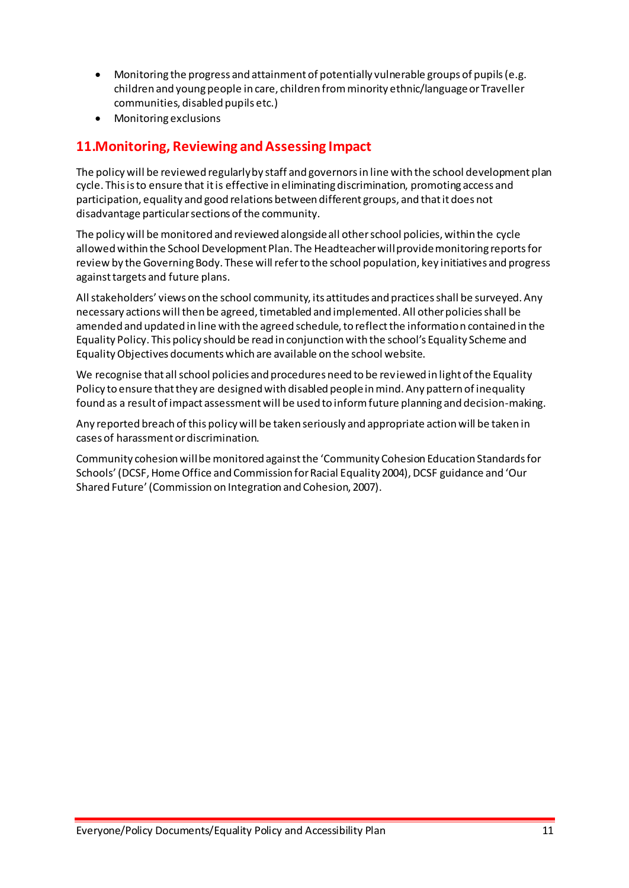- Monitoring the progress and attainment of potentially vulnerable groups of pupils (e.g. children and young people in care, children from minority ethnic/language or Traveller communities, disabled pupils etc.)
- Monitoring exclusions

## 11. Monitoring, Reviewing and Assessing Impact

The policy will be reviewed regularly by staff and governors in line with the school development plan cycle. This is to ensure that it is effective in eliminating discrimination, promoting access and participation, equality and good relations between different groups, and that it does not disadvantage particular sections of the community.

The policy will be monitored and reviewed alongside all other school policies, within the cycle allowed within the School Development Plan. The Headteacher will provide monitoring reports for review by the Governing Body. These will refer to the school population, key initiatives and progress against targets and future plans.

All stakeholders' views on the school community, its attitudes and practices shall be surveyed. Any necessary actions will then be agreed, timetabled and implemented. All other policies shall be amended and updated in line with the agreed schedule, to reflect the information contained in the Equality Policy. This policy should be read in conjunction with the school's Equality Scheme and Equality Objectives documents which are available on the school website.

We recognise that all school policies and procedures need to be reviewed in light of the Equality Policy to ensure that they are designed with disabled people in mind. Any pattern of inequality found as a result of impact assessment will be used to inform future planning and decision-making.

Any reported breach of this policy will be taken seriously and appropriate action will be taken in cases of harassment or discrimination.

Community cohesion will be monitored against the 'Community Cohesion Education Standards for Schools' (DCSF, Home Office and Commission for Racial Equality 2004), DCSF guidance and 'Our Shared Future' (Commission on Integration and Cohesion, 2007).